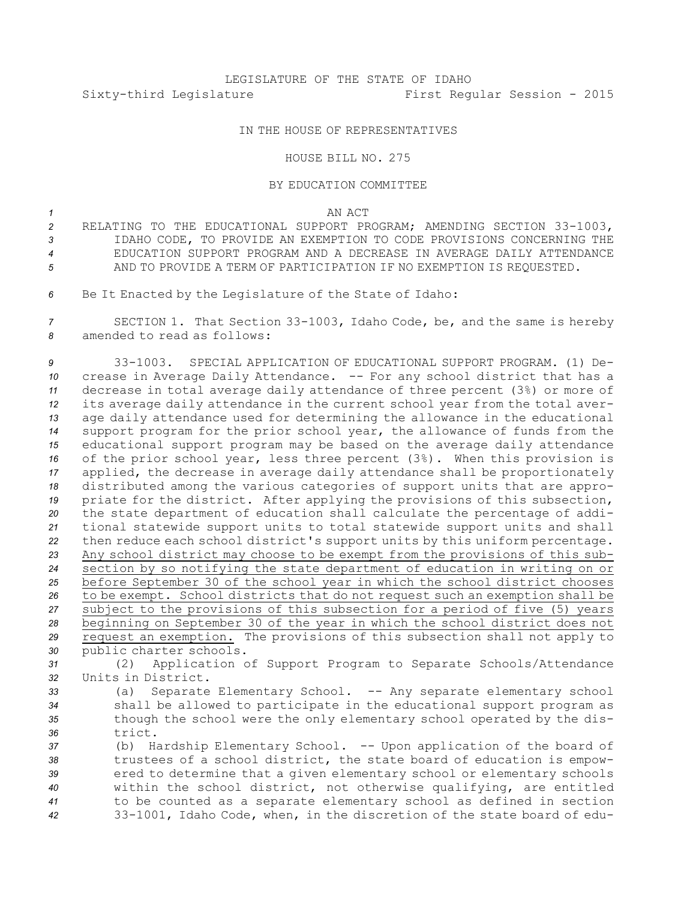LEGISLATURE OF THE STATE OF IDAHO

Sixty-third Legislature First Regular Session - 2015

IN THE HOUSE OF REPRESENTATIVES

HOUSE BILL NO. 275

BY EDUCATION COMMITTEE

AN ACT

RELATING TO THE EDUCATIONAL SUPPORT PROGRAM; AMENDING SECTION 33-1003, IDAHO CODE, TO PROVIDE AN EXEMPTION TO CODE PROVISIONS CONCERNING THE EDUCATION SUPPORT PROGRAM AND A DECREASE IN AVERAGE DAILY ATTENDANCE AND TO PROVIDE A TERM OF PARTICIPATION IF NO EXEMPTION IS REQUESTED.

Be It Enacted by the Legislature of the State of Idaho:

SECTION 1. That Section 33-1003, Idaho Code, be, and the same is hereby amended to read as follows:

33-1003. SPECIAL APPLICATION OF EDUCATIONAL SUPPORT PROGRAM. (1) Decrease in Average Daily Attendance. -- For any school district that has a decrease in total average daily attendance of three percent (3%) or more of its average daily attendance in the current school year from the total average daily attendance used for determining the allowance in the educational support program for the prior school year, the allowance of funds from the educational support program may be based on the average daily attendance of the prior school year, less three percent (3%). When this provision is applied, the decrease in average daily attendance shall be proportionately distributed among the various categories of support units that are appropriate for the district. After applying the provisions of this subsection, the state department of education shall calculate the percentage of additional statewide support units to total statewide support units and shall then reduce each school district's support units by this uniform percentage. <u>Any school district may choose to be exempt from the provisions of this subsection by so notifying the state department of education in writing on or before September 30 of the school year in which the school district chooses to be exempt. School districts that do not request such an exemption shall be subject to the provisions of this subsection for a period of five (5) years beginning on September 30 of the year in which the school district does not request an exemption.</u> The provisions of this subsection shall not apply to public charter schools.

(2) Application of Support Program to Separate Schools/Attendance Units in District.

(a) Separate Elementary School. -- Any separate elementary school shall be allowed to participate in the educational support program as though the school were the only elementary school operated by the district.

(b) Hardship Elementary School. -- Upon application of the board of trustees of a school district, the state board of education is empowered to determine that a given elementary school or elementary schools within the school district, not otherwise qualifying, are entitled to be counted as a separate elementary school as defined in section 33-1001, Idaho Code, when, in the discretion of the state board of edu-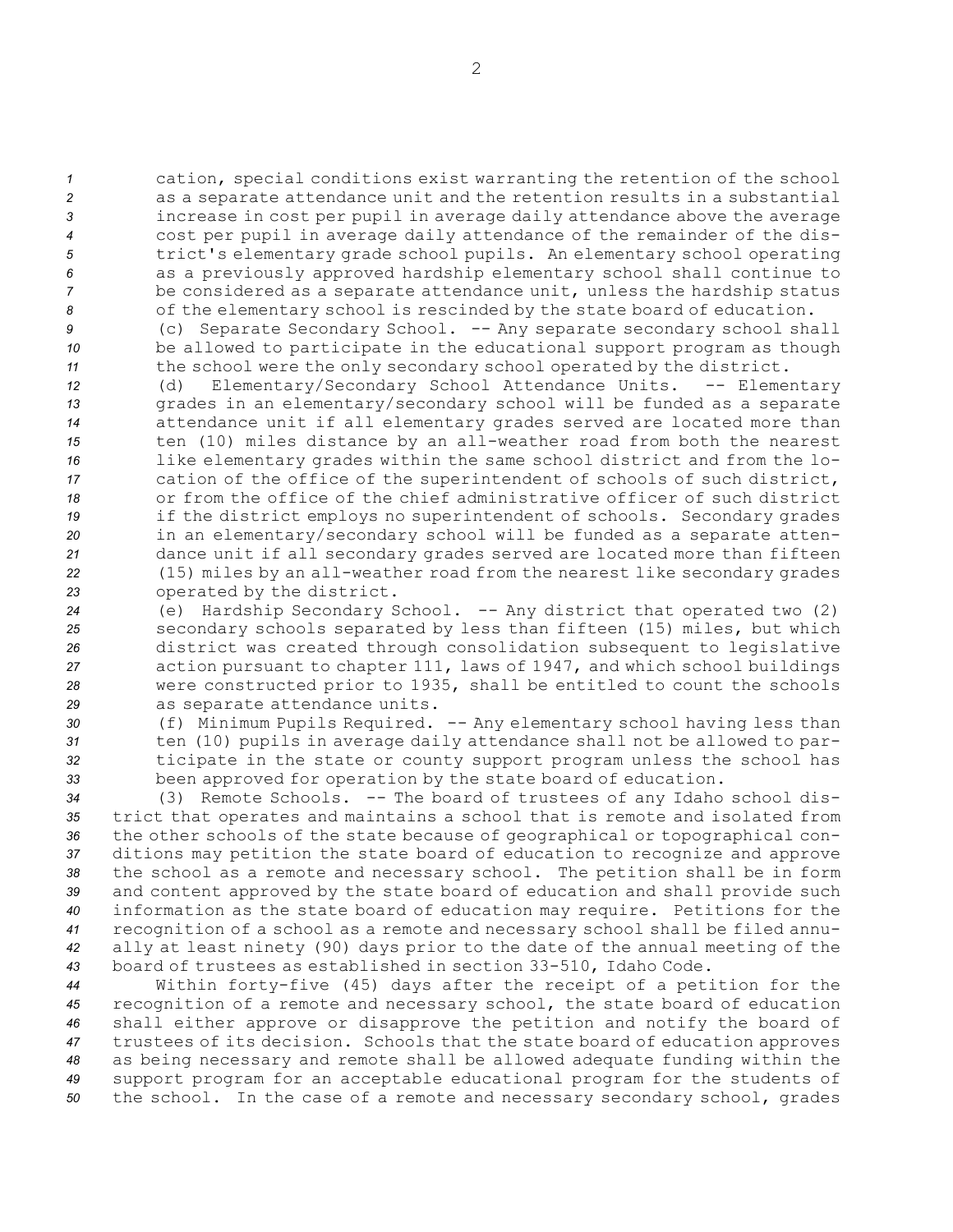cation, special conditions exist warranting the retention of the school as a separate attendance unit and the retention results in a substantial increase in cost per pupil in average daily attendance above the average cost per pupil in average daily attendance of the remainder of the district's elementary grade school pupils. An elementary school operating as a previously approved hardship elementary school shall continue to be considered as a separate attendance unit, unless the hardship status of the elementary school is rescinded by the state board of education.

(c) Separate Secondary School. -- Any separate secondary school shall be allowed to participate in the educational support program as though the school were the only secondary school operated by the district.

(d) Elementary/Secondary School Attendance Units. -- Elementary grades in an elementary/secondary school will be funded as a separate attendance unit if all elementary grades served are located more than ten (10) miles distance by an all-weather road from both the nearest like elementary grades within the same school district and from the location of the office of the superintendent of schools of such district, or from the office of the chief administrative officer of such district if the district employs no superintendent of schools. Secondary grades in an elementary/secondary school will be funded as a separate attendance unit if all secondary grades served are located more than fifteen (15) miles by an all-weather road from the nearest like secondary grades operated by the district.

(e) Hardship Secondary School. -- Any district that operated two (2) secondary schools separated by less than fifteen (15) miles, but which district was created through consolidation subsequent to legislative action pursuant to chapter 111, laws of 1947, and which school buildings were constructed prior to 1935, shall be entitled to count the schools as separate attendance units.

(f) Minimum Pupils Required. -- Any elementary school having less than ten (10) pupils in average daily attendance shall not be allowed to participate in the state or county support program unless the school has been approved for operation by the state board of education.

(3) Remote Schools. -- The board of trustees of any Idaho school district that operates and maintains a school that is remote and isolated from the other schools of the state because of geographical or topographical conditions may petition the state board of education to recognize and approve the school as a remote and necessary school. The petition shall be in form and content approved by the state board of education and shall provide such information as the state board of education may require. Petitions for the recognition of a school as a remote and necessary school shall be filed annually at least ninety (90) days prior to the date of the annual meeting of the board of trustees as established in section 33-510, Idaho Code.

Within forty-five (45) days after the receipt of a petition for the recognition of a remote and necessary school, the state board of education shall either approve or disapprove the petition and notify the board of trustees of its decision. Schools that the state board of education approves as being necessary and remote shall be allowed adequate funding within the support program for an acceptable educational program for the students of the school. In the case of a remote and necessary secondary school, grades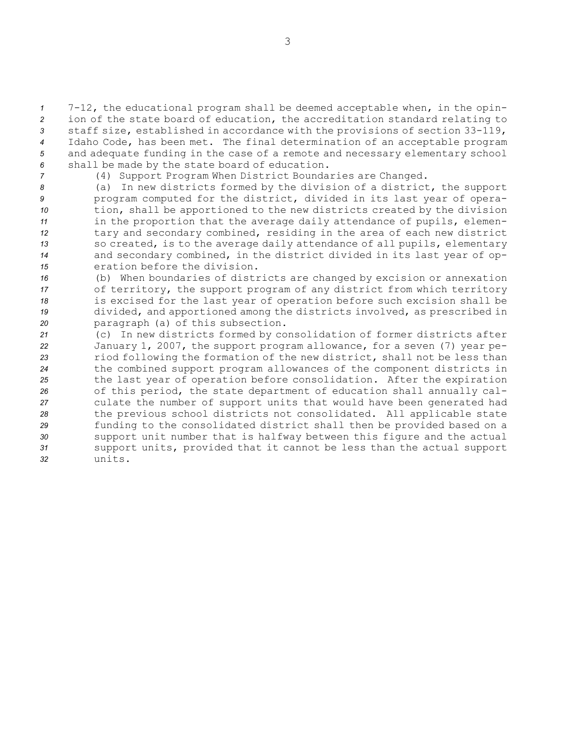7-12, the educational program shall be deemed acceptable when, in the opinion of the state board of education, the accreditation standard relating to staff size, established in accordance with the provisions of section 33-119, Idaho Code, has been met. The final determination of an acceptable program and adequate funding in the case of a remote and necessary elementary school shall be made by the state board of education.

(4) Support Program When District Boundaries are Changed.

(a) In new districts formed by the division of a district, the support program computed for the district, divided in its last year of operation, shall be apportioned to the new districts created by the division in the proportion that the average daily attendance of pupils, elementary and secondary combined, residing in the area of each new district so created, is to the average daily attendance of all pupils, elementary and secondary combined, in the district divided in its last year of operation before the division.

(b) When boundaries of districts are changed by excision or annexation of territory, the support program of any district from which territory is excised for the last year of operation before such excision shall be divided, and apportioned among the districts involved, as prescribed in paragraph (a) of this subsection.

(c) In new districts formed by consolidation of former districts after January 1, 2007, the support program allowance, for a seven (7) year period following the formation of the new district, shall not be less than the combined support program allowances of the component districts in the last year of operation before consolidation. After the expiration of this period, the state department of education shall annually calculate the number of support units that would have been generated had the previous school districts not consolidated. All applicable state funding to the consolidated district shall then be provided based on a support unit number that is halfway between this figure and the actual support units, provided that it cannot be less than the actual support units.